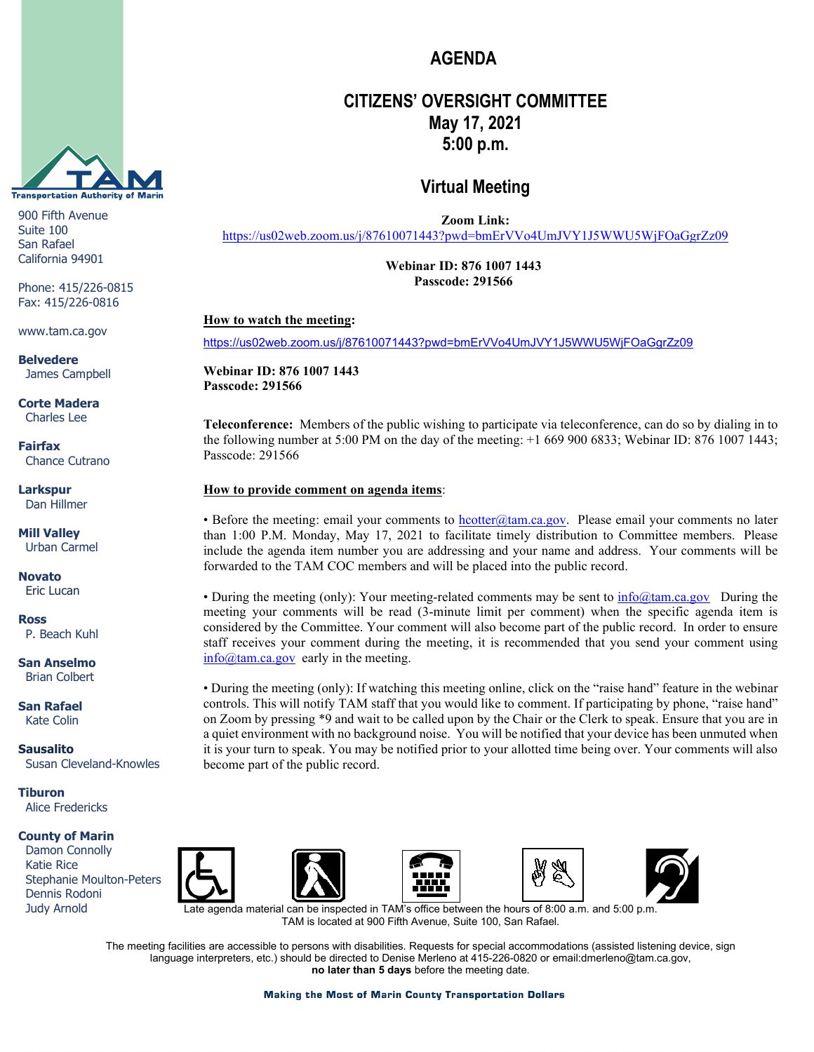# AGENDA

## CITIZENS' OVERSIGHT COMMITTEE
## May 17, 2021
## 5:00 p.m.

## Virtual Meeting

**Zoom Link:**
https://us02web.zoom.us/j/87610071443?pwd=bmErVVo4UmJVY1J5WWU5WjFOaGgrZz09

**Webinar ID: 876 1007 1443**
**Passcode: 291566**

**How to watch the meeting:**

https://us02web.zoom.us/j/87610071443?pwd=bmErVVo4UmJVY1J5WWU5WjFOaGgrZz09

**Webinar ID: 876 1007 1443**
**Passcode: 291566**

**Teleconference:** Members of the public wishing to participate via teleconference, can do so by dialing in to the following number at 5:00 PM on the day of the meeting: +1 669 900 6833; Webinar ID: 876 1007 1443; Passcode: 291566

**How to provide comment on agenda items**:

• Before the meeting: email your comments to hcotter@tam.ca.gov. Please email your comments no later than 1:00 P.M. Monday, May 17, 2021 to facilitate timely distribution to Committee members. Please include the agenda item number you are addressing and your name and address. Your comments will be forwarded to the TAM COC members and will be placed into the public record.

• During the meeting (only): Your meeting-related comments may be sent to info@tam.ca.gov During the meeting your comments will be read (3-minute limit per comment) when the specific agenda item is considered by the Committee. Your comment will also become part of the public record. In order to ensure staff receives your comment during the meeting, it is recommended that you send your comment using info@tam.ca.gov early in the meeting.

• During the meeting (only): If watching this meeting online, click on the "raise hand" feature in the webinar controls. This will notify TAM staff that you would like to comment. If participating by phone, "raise hand" on Zoom by pressing *9 and wait to be called upon by the Chair or the Clerk to speak. Ensure that you are in a quiet environment with no background noise. You will be notified that your device has been unmuted when it is your turn to speak. You may be notified prior to your allotted time being over. Your comments will also become part of the public record.

---

**Transportation Authority of Marin**

900 Fifth Avenue
Suite 100
San Rafael
California 94901

Phone: 415/226-0815
Fax: 415/226-0816

www.tam.ca.gov

**Belvedere**
James Campbell

**Corte Madera**
Charles Lee

**Fairfax**
Chance Cutrano

**Larkspur**
Dan Hillmer

**Mill Valley**
Urban Carmel

**Novato**
Eric Lucan

**Ross**
P. Beach Kuhl

**San Anselmo**
Brian Colbert

**San Rafael**
Kate Colin

**Sausalito**
Susan Cleveland-Knowles

**Tiburon**
Alice Fredericks

**County of Marin**
Damon Connolly
Katie Rice
Stephanie Moulton-Peters
Dennis Rodoni
Judy Arnold

---

Late agenda material can be inspected in TAM's office between the hours of 8:00 a.m. and 5:00 p.m. TAM is located at 900 Fifth Avenue, Suite 100, San Rafael.

The meeting facilities are accessible to persons with disabilities. Requests for special accommodations (assisted listening device, sign language interpreters, etc.) should be directed to Denise Merleno at 415-226-0820 or email:dmerleno@tam.ca.gov, **no later than 5 days** before the meeting date.

**Making the Most of Marin County Transportation Dollars**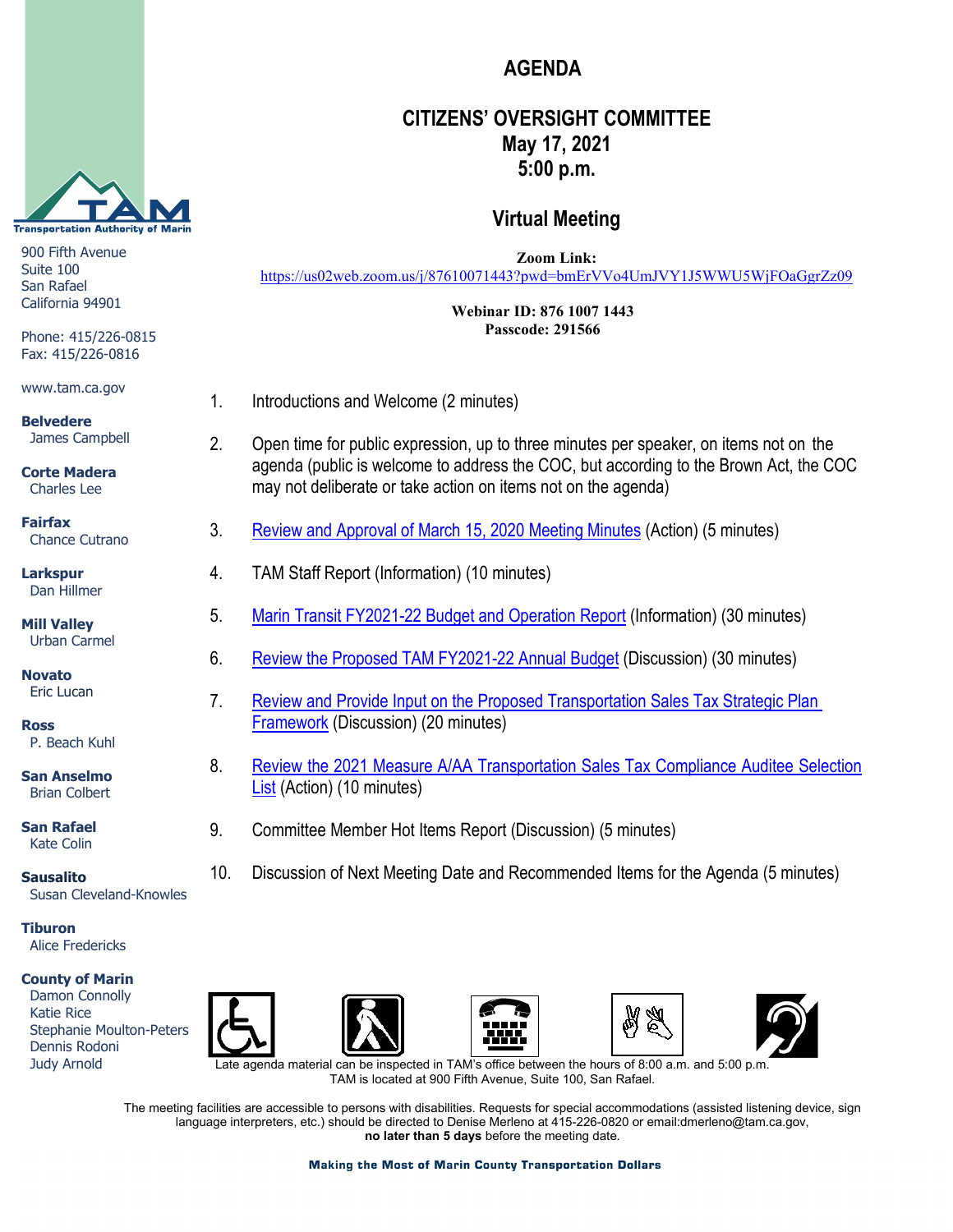# AGENDA

## CITIZENS' OVERSIGHT COMMITTEE
**May 17, 2021**
**5:00 p.m.**

## Virtual Meeting

**Zoom Link:**
https://us02web.zoom.us/j/87610071443?pwd=bmErVVo4UmJVY1J5WWU5WjFOaGgrZz09

**Webinar ID: 876 1007 1443**
**Passcode: 291566**

Transportation Authority of Marin

900 Fifth Avenue
Suite 100
San Rafael
California 94901

Phone: 415/226-0815
Fax: 415/226-0816

www.tam.ca.gov

**Belvedere**
James Campbell

**Corte Madera**
Charles Lee

**Fairfax**
Chance Cutrano

**Larkspur**
Dan Hillmer

**Mill Valley**
Urban Carmel

**Novato**
Eric Lucan

**Ross**
P. Beach Kuhl

**San Anselmo**
Brian Colbert

**San Rafael**
Kate Colin

**Sausalito**
Susan Cleveland-Knowles

**Tiburon**
Alice Fredericks

**County of Marin**
Damon Connolly
Katie Rice
Stephanie Moulton-Peters
Dennis Rodoni
Judy Arnold

1. Introductions and Welcome (2 minutes)
2. Open time for public expression, up to three minutes per speaker, on items not on the agenda (public is welcome to address the COC, but according to the Brown Act, the COC may not deliberate or take action on items not on the agenda)
3. Review and Approval of March 15, 2020 Meeting Minutes (Action) (5 minutes)
4. TAM Staff Report (Information) (10 minutes)
5. Marin Transit FY2021-22 Budget and Operation Report (Information) (30 minutes)
6. Review the Proposed TAM FY2021-22 Annual Budget (Discussion) (30 minutes)
7. Review and Provide Input on the Proposed Transportation Sales Tax Strategic Plan Framework (Discussion) (20 minutes)
8. Review the 2021 Measure A/AA Transportation Sales Tax Compliance Auditee Selection List (Action) (10 minutes)
9. Committee Member Hot Items Report (Discussion) (5 minutes)
10. Discussion of Next Meeting Date and Recommended Items for the Agenda (5 minutes)

Late agenda material can be inspected in TAM's office between the hours of 8:00 a.m. and 5:00 p.m. TAM is located at 900 Fifth Avenue, Suite 100, San Rafael.

The meeting facilities are accessible to persons with disabilities. Requests for special accommodations (assisted listening device, sign language interpreters, etc.) should be directed to Denise Merleno at 415-226-0820 or email:dmerleno@tam.ca.gov, **no later than 5 days** before the meeting date.

**Making the Most of Marin County Transportation Dollars**